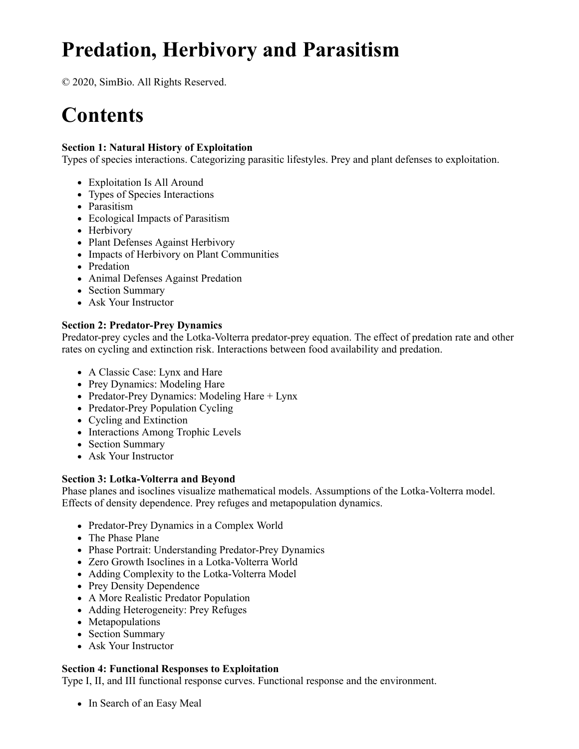# Predation, Herbivory and Parasitism

© 2020, SimBio. All Rights Reserved.

# Contents

**Section 1: Natural History of Exploitation**
Types of species interactions. Categorizing parasitic lifestyles. Prey and plant defenses to exploitation.

- Exploitation Is All Around
- Types of Species Interactions
- Parasitism
- Ecological Impacts of Parasitism
- Herbivory
- Plant Defenses Against Herbivory
- Impacts of Herbivory on Plant Communities
- Predation
- Animal Defenses Against Predation
- Section Summary
- Ask Your Instructor

**Section 2: Predator-Prey Dynamics**
Predator-prey cycles and the Lotka-Volterra predator-prey equation. The effect of predation rate and other rates on cycling and extinction risk. Interactions between food availability and predation.

- A Classic Case: Lynx and Hare
- Prey Dynamics: Modeling Hare
- Predator-Prey Dynamics: Modeling Hare + Lynx
- Predator-Prey Population Cycling
- Cycling and Extinction
- Interactions Among Trophic Levels
- Section Summary
- Ask Your Instructor

**Section 3: Lotka-Volterra and Beyond**
Phase planes and isoclines visualize mathematical models. Assumptions of the Lotka-Volterra model. Effects of density dependence. Prey refuges and metapopulation dynamics.

- Predator-Prey Dynamics in a Complex World
- The Phase Plane
- Phase Portrait: Understanding Predator-Prey Dynamics
- Zero Growth Isoclines in a Lotka-Volterra World
- Adding Complexity to the Lotka-Volterra Model
- Prey Density Dependence
- A More Realistic Predator Population
- Adding Heterogeneity: Prey Refuges
- Metapopulations
- Section Summary
- Ask Your Instructor

**Section 4: Functional Responses to Exploitation**
Type I, II, and III functional response curves. Functional response and the environment.

- In Search of an Easy Meal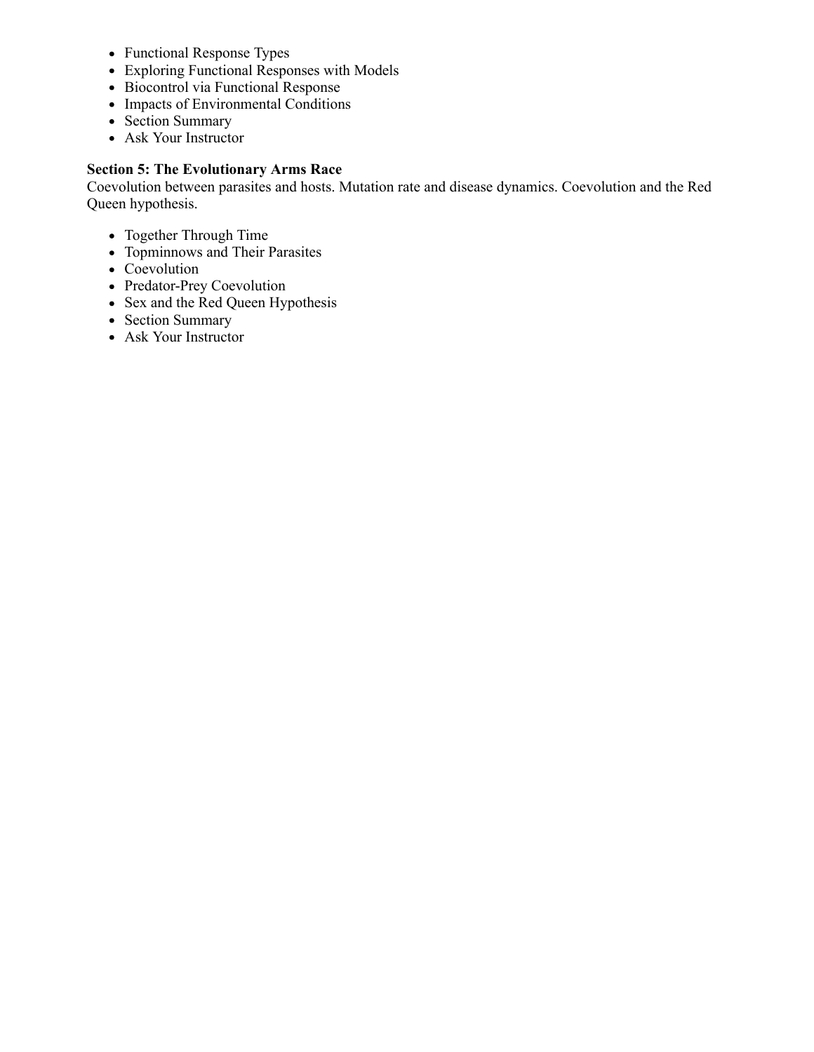- Functional Response Types
- Exploring Functional Responses with Models
- Biocontrol via Functional Response
- Impacts of Environmental Conditions
- Section Summary
- Ask Your Instructor

**Section 5: The Evolutionary Arms Race**
Coevolution between parasites and hosts. Mutation rate and disease dynamics. Coevolution and the Red Queen hypothesis.

- Together Through Time
- Topminnows and Their Parasites
- Coevolution
- Predator-Prey Coevolution
- Sex and the Red Queen Hypothesis
- Section Summary
- Ask Your Instructor